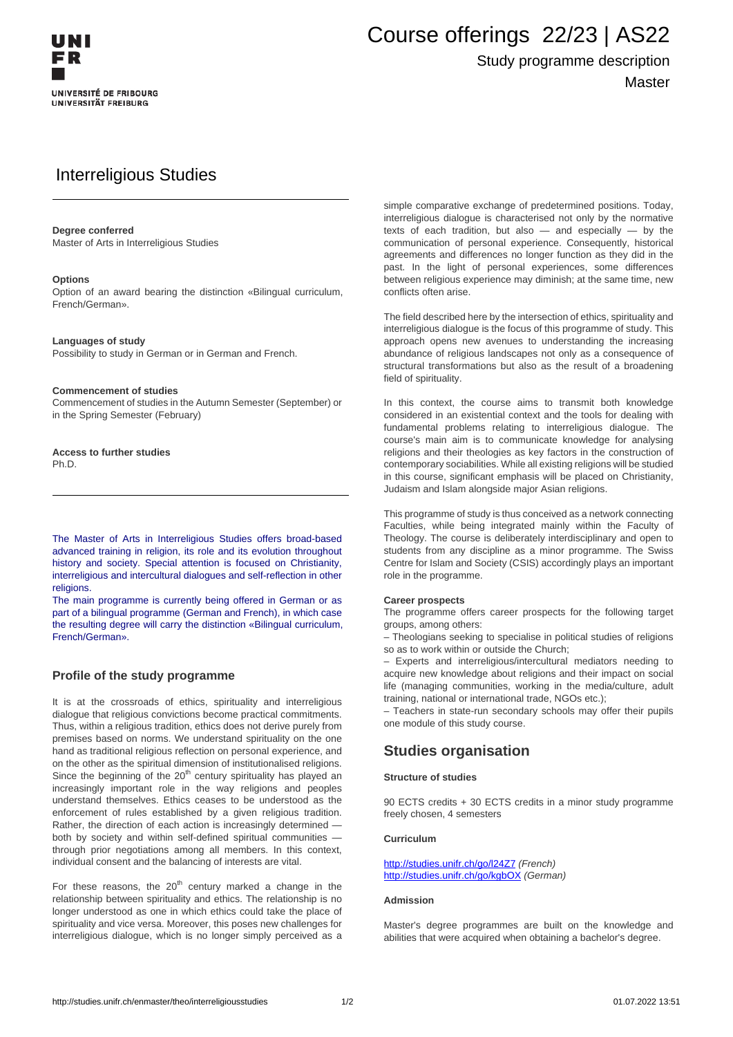# Course offerings 22/23 | AS22

Study programme description

Master

## Interreligious Studies

**Degree conferred**
Master of Arts in Interreligious Studies

**Options**
Option of an award bearing the distinction «Bilingual curriculum, French/German».

**Languages of study**
Possibility to study in German or in German and French.

**Commencement of studies**
Commencement of studies in the Autumn Semester (September) or in the Spring Semester (February)

**Access to further studies**
Ph.D.

The Master of Arts in Interreligious Studies offers broad-based advanced training in religion, its role and its evolution throughout history and society. Special attention is focused on Christianity, interreligious and intercultural dialogues and self-reflection in other religions.
The main programme is currently being offered in German or as part of a bilingual programme (German and French), in which case the resulting degree will carry the distinction «Bilingual curriculum, French/German».

### Profile of the study programme

It is at the crossroads of ethics, spirituality and interreligious dialogue that religious convictions become practical commitments. Thus, within a religious tradition, ethics does not derive purely from premises based on norms. We understand spirituality on the one hand as traditional religious reflection on personal experience, and on the other as the spiritual dimension of institutionalised religions. Since the beginning of the 20th century spirituality has played an increasingly important role in the way religions and peoples understand themselves. Ethics ceases to be understood as the enforcement of rules established by a given religious tradition. Rather, the direction of each action is increasingly determined — both by society and within self-defined spiritual communities — through prior negotiations among all members. In this context, individual consent and the balancing of interests are vital.

For these reasons, the 20th century marked a change in the relationship between spirituality and ethics. The relationship is no longer understood as one in which ethics could take the place of spirituality and vice versa. Moreover, this poses new challenges for interreligious dialogue, which is no longer simply perceived as a simple comparative exchange of predetermined positions. Today, interreligious dialogue is characterised not only by the normative texts of each tradition, but also — and especially — by the communication of personal experience. Consequently, historical agreements and differences no longer function as they did in the past. In the light of personal experiences, some differences between religious experience may diminish; at the same time, new conflicts often arise.

The field described here by the intersection of ethics, spirituality and interreligious dialogue is the focus of this programme of study. This approach opens new avenues to understanding the increasing abundance of religious landscapes not only as a consequence of structural transformations but also as the result of a broadening field of spirituality.

In this context, the course aims to transmit both knowledge considered in an existential context and the tools for dealing with fundamental problems relating to interreligious dialogue. The course's main aim is to communicate knowledge for analysing religions and their theologies as key factors in the construction of contemporary sociabilities. While all existing religions will be studied in this course, significant emphasis will be placed on Christianity, Judaism and Islam alongside major Asian religions.

This programme of study is thus conceived as a network connecting Faculties, while being integrated mainly within the Faculty of Theology. The course is deliberately interdisciplinary and open to students from any discipline as a minor programme. The Swiss Centre for Islam and Society (CSIS) accordingly plays an important role in the programme.

**Career prospects**
The programme offers career prospects for the following target groups, among others:
– Theologians seeking to specialise in political studies of religions so as to work within or outside the Church;
– Experts and interreligious/intercultural mediators needing to acquire new knowledge about religions and their impact on social life (managing communities, working in the media/culture, adult training, national or international trade, NGOs etc.);
– Teachers in state-run secondary schools may offer their pupils one module of this study course.

## Studies organisation

**Structure of studies**

90 ECTS credits + 30 ECTS credits in a minor study programme freely chosen, 4 semesters

**Curriculum**

http://studies.unifr.ch/go/l24Z7 *(French)*
http://studies.unifr.ch/go/kgbOX *(German)*

**Admission**

Master's degree programmes are built on the knowledge and abilities that were acquired when obtaining a bachelor's degree.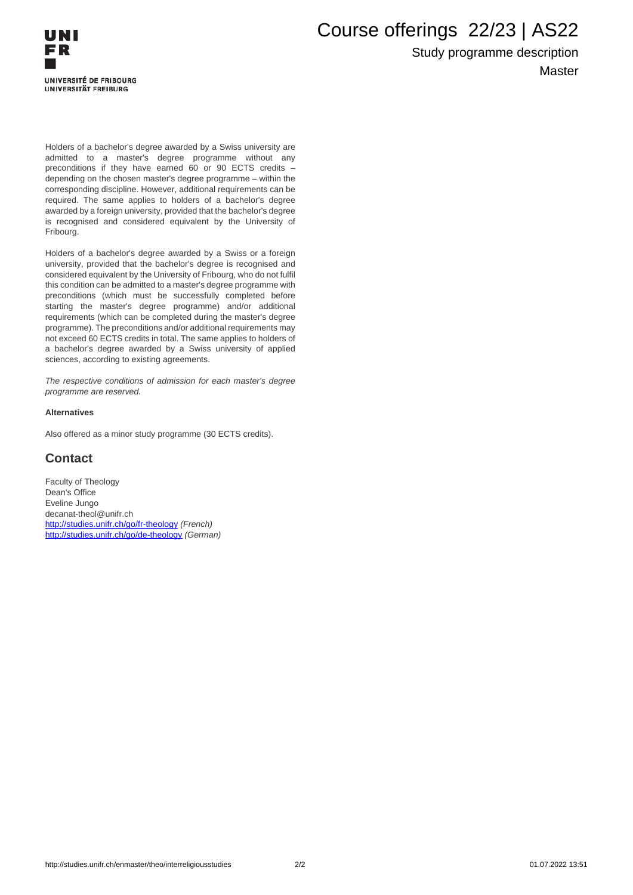Holders of a bachelor's degree awarded by a Swiss university are admitted to a master's degree programme without any preconditions if they have earned 60 or 90 ECTS credits – depending on the chosen master's degree programme – within the corresponding discipline. However, additional requirements can be required. The same applies to holders of a bachelor's degree awarded by a foreign university, provided that the bachelor's degree is recognised and considered equivalent by the University of Fribourg.

Holders of a bachelor's degree awarded by a Swiss or a foreign university, provided that the bachelor's degree is recognised and considered equivalent by the University of Fribourg, who do not fulfil this condition can be admitted to a master's degree programme with preconditions (which must be successfully completed before starting the master's degree programme) and/or additional requirements (which can be completed during the master's degree programme). The preconditions and/or additional requirements may not exceed 60 ECTS credits in total. The same applies to holders of a bachelor's degree awarded by a Swiss university of applied sciences, according to existing agreements.

*The respective conditions of admission for each master's degree programme are reserved.*

**Alternatives**

Also offered as a minor study programme (30 ECTS credits).

## Contact

Faculty of Theology
Dean's Office
Eveline Jungo
decanat-theol@unifr.ch
http://studies.unifr.ch/go/fr-theology *(French)*
http://studies.unifr.ch/go/de-theology *(German)*